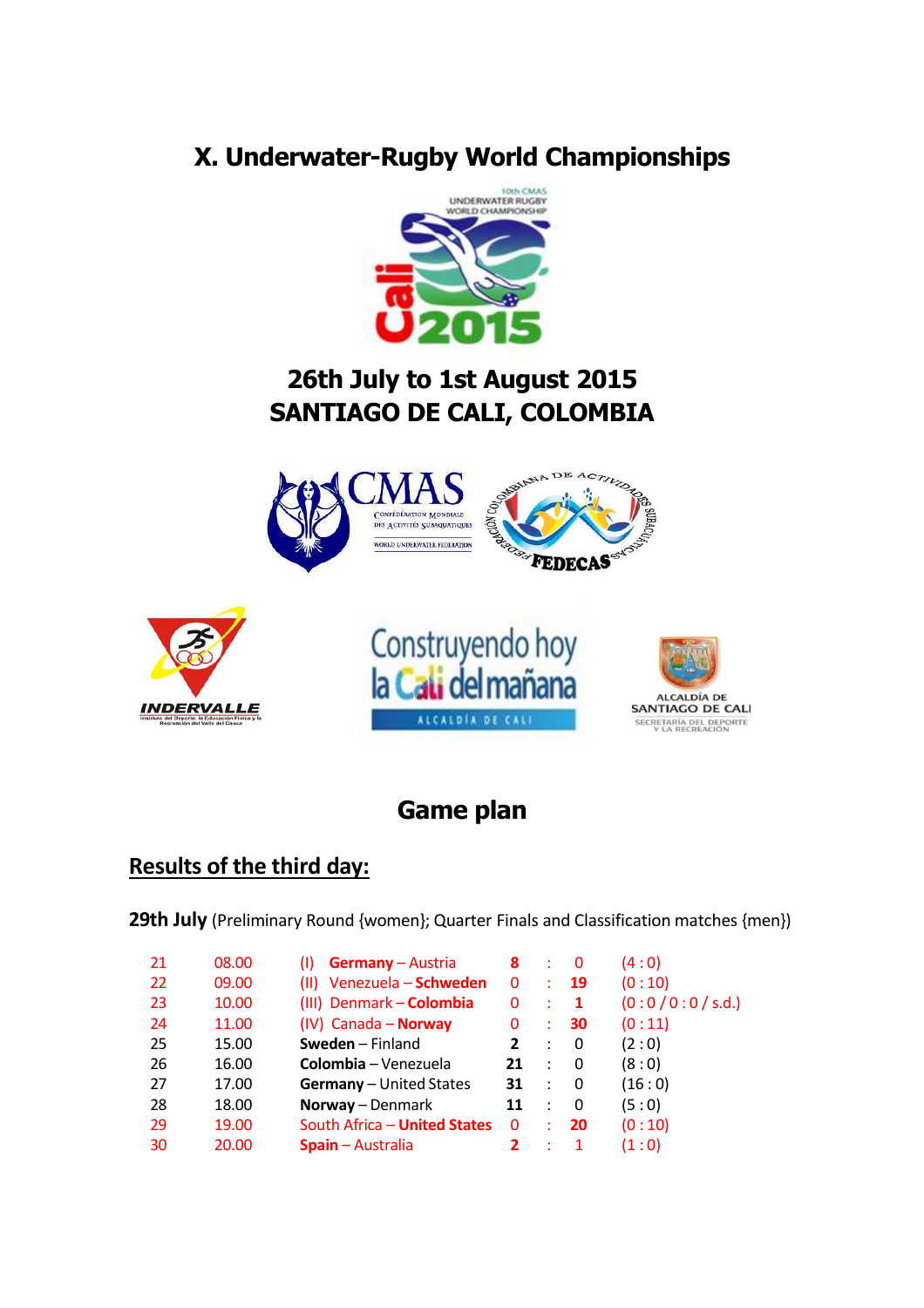# X. Underwater-Rugby World Championships

## 26th July to 1st August 2015
## SANTIAGO DE CALI, COLOMBIA

## Game plan

### Results of the third day:

**29th July** (Preliminary Round {women}; Quarter Finals and Classification matches {men})

| | | | | | | |
|---|---|---|---|---|---|---|
| 21 | 08.00 | (I) **Germany** – Austria | **8** | : | 0 | (4 : 0) |
| 22 | 09.00 | (II) Venezuela – **Schweden** | 0 | : | **19** | (0 : 10) |
| 23 | 10.00 | (III) Denmark – **Colombia** | 0 | : | **1** | (0 : 0 / 0 : 0 / s.d.) |
| 24 | 11.00 | (IV) Canada – **Norway** | 0 | : | **30** | (0 : 11) |
| 25 | 15.00 | **Sweden** – Finland | **2** | : | 0 | (2 : 0) |
| 26 | 16.00 | **Colombia** – Venezuela | **21** | : | 0 | (8 : 0) |
| 27 | 17.00 | **Germany** – United States | **31** | : | 0 | (16 : 0) |
| 28 | 18.00 | **Norway** – Denmark | **11** | : | 0 | (5 : 0) |
| 29 | 19.00 | South Africa – **United States** | 0 | : | **20** | (0 : 10) |
| 30 | 20.00 | **Spain** – Australia | **2** | : | 1 | (1 : 0) |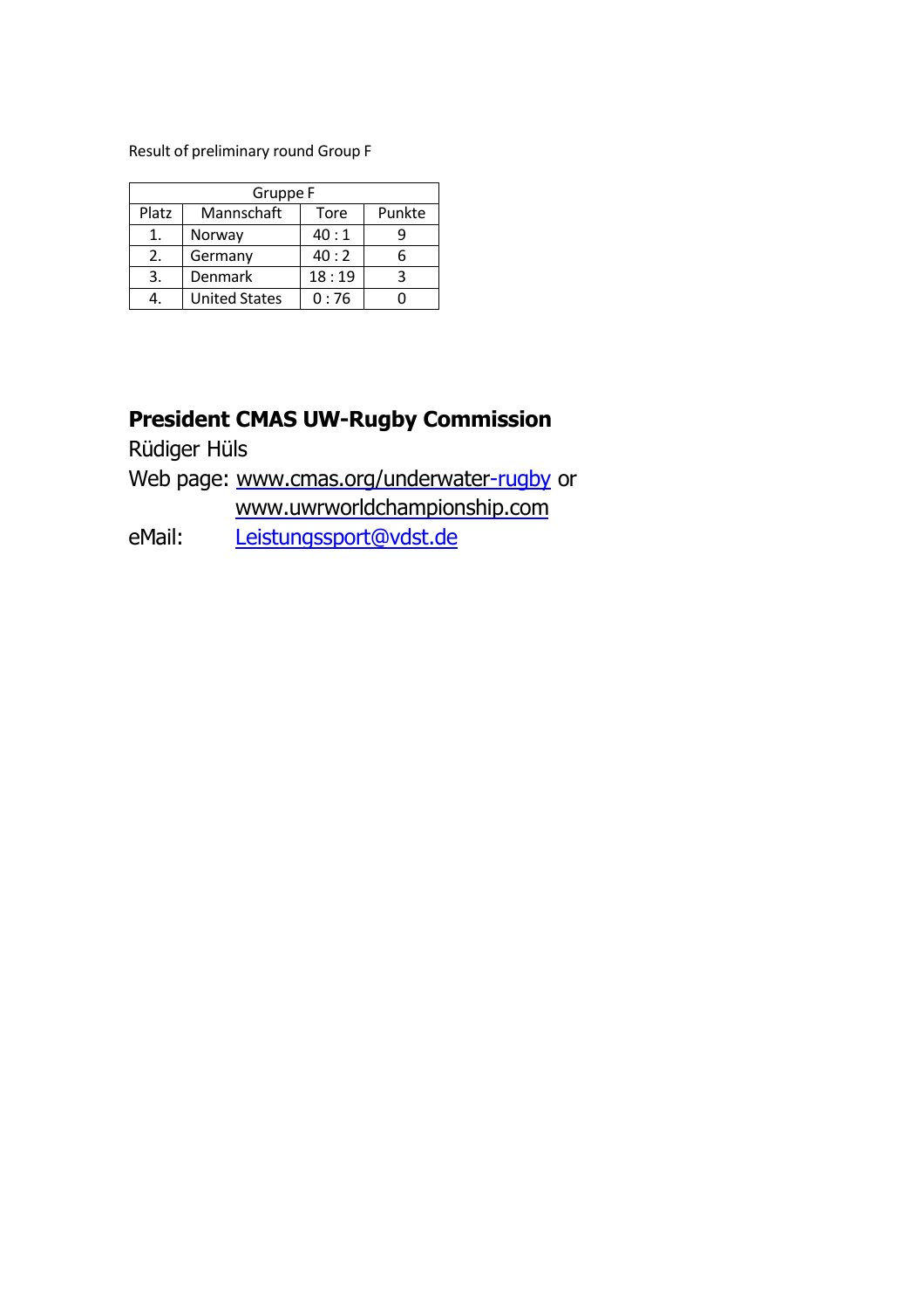Result of preliminary round Group F

| Gruppe F | | | |
|---|---|---|---|
| Platz | Mannschaft | Tore | Punkte |
| 1. | Norway | 40 : 1 | 9 |
| 2. | Germany | 40 : 2 | 6 |
| 3. | Denmark | 18 : 19 | 3 |
| 4. | United States | 0 : 76 | 0 |

**President CMAS UW-Rugby Commission**

Rüdiger Hüls

Web page: www.cmas.org/underwater-rugby or
www.uwrworldchampionship.com

eMail: Leistungssport@vdst.de